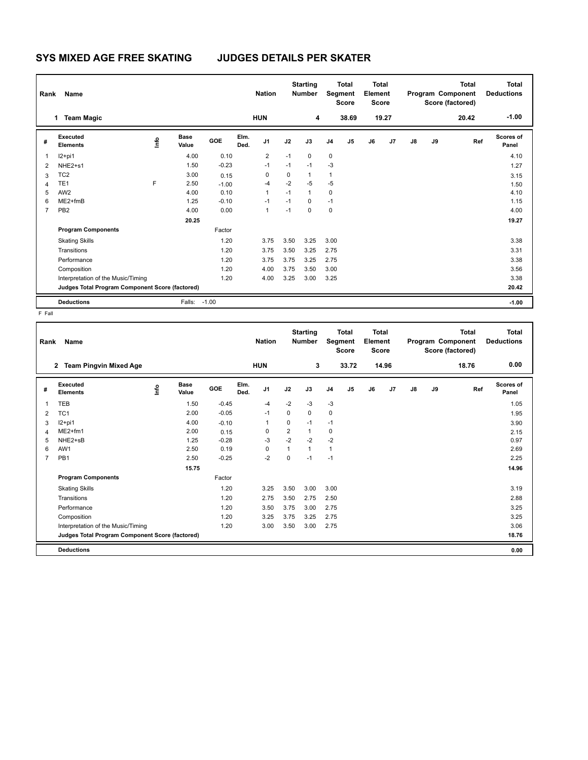# SYS MIXED AGE FREE SKATING JUDGES DETAILS PER SKATER

| Rank | Name | Nation | Starting Number | Total Segment Score | Total Element Score | Total Program Component Score (factored) | Total Deductions |
|---|---|---|---|---|---|---|---|
| 1 | Team Magic | HUN | 4 | 38.69 | 19.27 | 20.42 | -1.00 |

| # | Executed Elements | Info | Base Value | GOE | Elm. Ded. | J1 | J2 | J3 | J4 | J5 | J6 | J7 | J8 | J9 | Ref | Scores of Panel |
|---|---|---|---|---|---|---|---|---|---|---|---|---|---|---|---|---|
| 1 | I2+pi1 | | 4.00 | 0.10 | | 2 | -1 | 0 | 0 | | | | | | | 4.10 |
| 2 | NHE2+s1 | | 1.50 | -0.23 | | -1 | -1 | -1 | -3 | | | | | | | 1.27 |
| 3 | TC2 | | 3.00 | 0.15 | | 0 | 0 | 1 | 1 | | | | | | | 3.15 |
| 4 | TE1 | F | 2.50 | -1.00 | | -4 | -2 | -5 | -5 | | | | | | | 1.50 |
| 5 | AW2 | | 4.00 | 0.10 | | 1 | -1 | 1 | 0 | | | | | | | 4.10 |
| 6 | ME2+fmB | | 1.25 | -0.10 | | -1 | -1 | 0 | -1 | | | | | | | 1.15 |
| 7 | PB2 | | 4.00 | 0.00 | | 1 | -1 | 0 | 0 | | | | | | | 4.00 |
| | | | 20.25 | | | | | | | | | | | | | 19.27 |
| | **Program Components** | | | Factor | | | | | | | | | | | | |
| | Skating Skills | | | 1.20 | | 3.75 | 3.50 | 3.25 | 3.00 | | | | | | | 3.38 |
| | Transitions | | | 1.20 | | 3.75 | 3.50 | 3.25 | 2.75 | | | | | | | 3.31 |
| | Performance | | | 1.20 | | 3.75 | 3.75 | 3.25 | 2.75 | | | | | | | 3.38 |
| | Composition | | | 1.20 | | 4.00 | 3.75 | 3.50 | 3.00 | | | | | | | 3.56 |
| | Interpretation of the Music/Timing | | | 1.20 | | 4.00 | 3.25 | 3.00 | 3.25 | | | | | | | 3.38 |
| | **Judges Total Program Component Score (factored)** | | | | | | | | | | | | | | | 20.42 |
| | **Deductions** | | Falls: | -1.00 | | | | | | | | | | | | -1.00 |

F Fall

| Rank | Name | Nation | Starting Number | Total Segment Score | Total Element Score | Total Program Component Score (factored) | Total Deductions |
|---|---|---|---|---|---|---|---|
| 2 | Team Pingvin Mixed Age | HUN | 3 | 33.72 | 14.96 | 18.76 | 0.00 |

| # | Executed Elements | Info | Base Value | GOE | Elm. Ded. | J1 | J2 | J3 | J4 | J5 | J6 | J7 | J8 | J9 | Ref | Scores of Panel |
|---|---|---|---|---|---|---|---|---|---|---|---|---|---|---|---|---|
| 1 | TEB | | 1.50 | -0.45 | | -4 | -2 | -3 | -3 | | | | | | | 1.05 |
| 2 | TC1 | | 2.00 | -0.05 | | -1 | 0 | 0 | 0 | | | | | | | 1.95 |
| 3 | I2+pi1 | | 4.00 | -0.10 | | 1 | 0 | -1 | -1 | | | | | | | 3.90 |
| 4 | ME2+fm1 | | 2.00 | 0.15 | | 0 | 2 | 1 | 0 | | | | | | | 2.15 |
| 5 | NHE2+sB | | 1.25 | -0.28 | | -3 | -2 | -2 | -2 | | | | | | | 0.97 |
| 6 | AW1 | | 2.50 | 0.19 | | 0 | 1 | 1 | 1 | | | | | | | 2.69 |
| 7 | PB1 | | 2.50 | -0.25 | | -2 | 0 | -1 | -1 | | | | | | | 2.25 |
| | | | 15.75 | | | | | | | | | | | | | 14.96 |
| | **Program Components** | | | Factor | | | | | | | | | | | | |
| | Skating Skills | | | 1.20 | | 3.25 | 3.50 | 3.00 | 3.00 | | | | | | | 3.19 |
| | Transitions | | | 1.20 | | 2.75 | 3.50 | 2.75 | 2.50 | | | | | | | 2.88 |
| | Performance | | | 1.20 | | 3.50 | 3.75 | 3.00 | 2.75 | | | | | | | 3.25 |
| | Composition | | | 1.20 | | 3.25 | 3.75 | 3.25 | 2.75 | | | | | | | 3.25 |
| | Interpretation of the Music/Timing | | | 1.20 | | 3.00 | 3.50 | 3.00 | 2.75 | | | | | | | 3.06 |
| | **Judges Total Program Component Score (factored)** | | | | | | | | | | | | | | | 18.76 |
| | **Deductions** | | | | | | | | | | | | | | | 0.00 |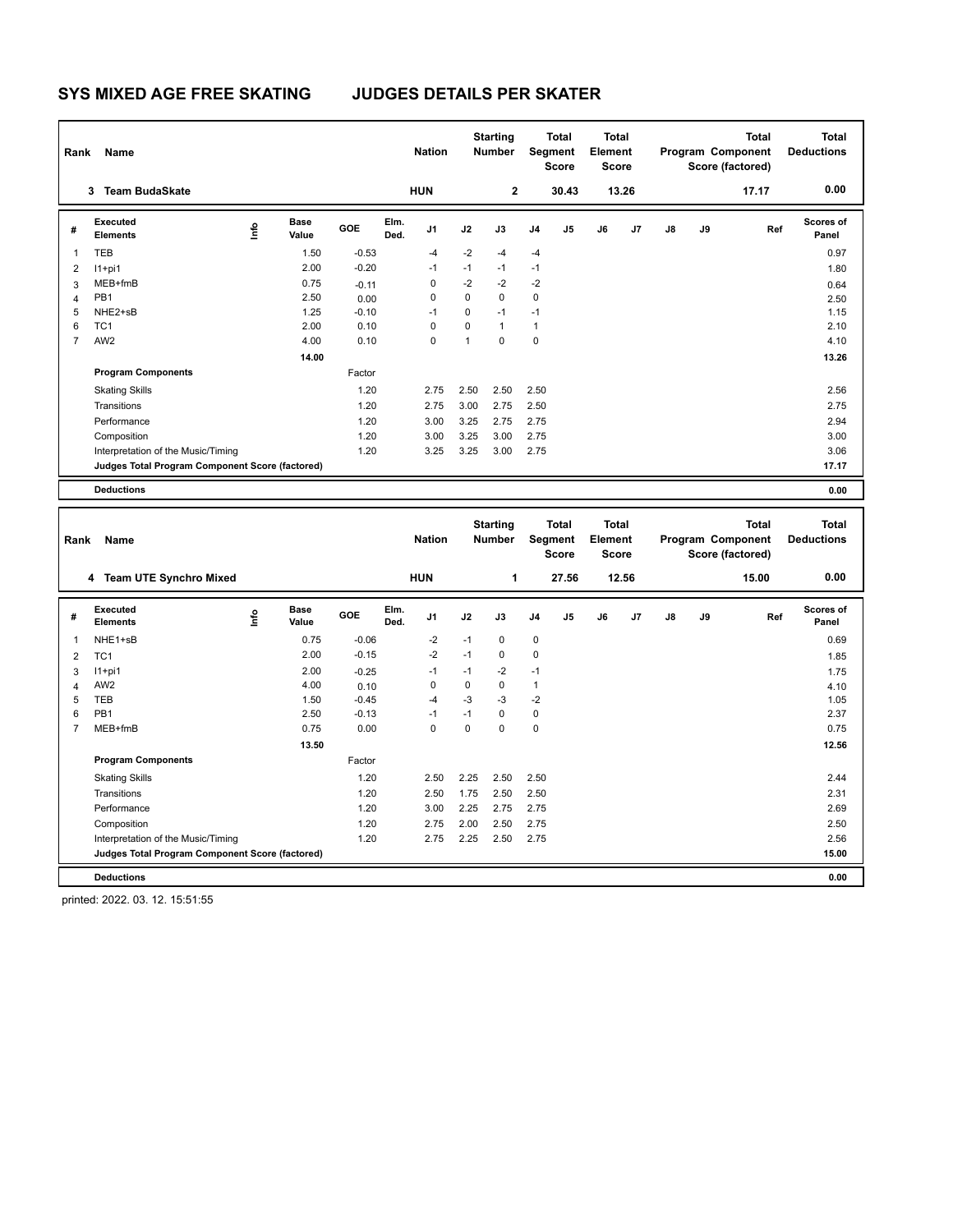# SYS MIXED AGE FREE SKATING JUDGES DETAILS PER SKATER

| Rank | Name | Nation | Starting Number | Total Segment Score | Total Element Score | Total Program Component Score (factored) | Total Deductions |
|---|---|---|---|---|---|---|---|
| 3 | Team BudaSkate | HUN | 2 | 30.43 | 13.26 | 17.17 | 0.00 |

| # | Executed Elements | Info | Base Value | GOE | Elm. Ded. | J1 | J2 | J3 | J4 | J5 | J6 | J7 | J8 | J9 | Ref | Scores of Panel |
|---|---|---|---|---|---|---|---|---|---|---|---|---|---|---|---|---|
| 1 | TEB | | 1.50 | -0.53 | | -4 | -2 | -4 | -4 | | | | | | | 0.97 |
| 2 | I1+pi1 | | 2.00 | -0.20 | | -1 | -1 | -1 | -1 | | | | | | | 1.80 |
| 3 | MEB+fmB | | 0.75 | -0.11 | | 0 | -2 | -2 | -2 | | | | | | | 0.64 |
| 4 | PB1 | | 2.50 | 0.00 | | 0 | 0 | 0 | 0 | | | | | | | 2.50 |
| 5 | NHE2+sB | | 1.25 | -0.10 | | -1 | 0 | -1 | -1 | | | | | | | 1.15 |
| 6 | TC1 | | 2.00 | 0.10 | | 0 | 0 | 1 | 1 | | | | | | | 2.10 |
| 7 | AW2 | | 4.00 | 0.10 | | 0 | 1 | 0 | 0 | | | | | | | 4.10 |
| | | | 14.00 | | | | | | | | | | | | | 13.26 |
| | Program Components | | | Factor | | | | | | | | | | | | |
| | Skating Skills | | | 1.20 | | 2.75 | 2.50 | 2.50 | 2.50 | | | | | | | 2.56 |
| | Transitions | | | 1.20 | | 2.75 | 3.00 | 2.75 | 2.50 | | | | | | | 2.75 |
| | Performance | | | 1.20 | | 3.00 | 3.25 | 2.75 | 2.75 | | | | | | | 2.94 |
| | Composition | | | 1.20 | | 3.00 | 3.25 | 3.00 | 2.75 | | | | | | | 3.00 |
| | Interpretation of the Music/Timing | | | 1.20 | | 3.25 | 3.25 | 3.00 | 2.75 | | | | | | | 3.06 |
| | Judges Total Program Component Score (factored) | | | | | | | | | | | | | | | 17.17 |
| | Deductions | | | | | | | | | | | | | | | 0.00 |

| Rank | Name | Nation | Starting Number | Total Segment Score | Total Element Score | Total Program Component Score (factored) | Total Deductions |
|---|---|---|---|---|---|---|---|
| 4 | Team UTE Synchro Mixed | HUN | 1 | 27.56 | 12.56 | 15.00 | 0.00 |

| # | Executed Elements | Info | Base Value | GOE | Elm. Ded. | J1 | J2 | J3 | J4 | J5 | J6 | J7 | J8 | J9 | Ref | Scores of Panel |
|---|---|---|---|---|---|---|---|---|---|---|---|---|---|---|---|---|
| 1 | NHE1+sB | | 0.75 | -0.06 | | -2 | -1 | 0 | 0 | | | | | | | 0.69 |
| 2 | TC1 | | 2.00 | -0.15 | | -2 | -1 | 0 | 0 | | | | | | | 1.85 |
| 3 | I1+pi1 | | 2.00 | -0.25 | | -1 | -1 | -2 | -1 | | | | | | | 1.75 |
| 4 | AW2 | | 4.00 | 0.10 | | 0 | 0 | 0 | 1 | | | | | | | 4.10 |
| 5 | TEB | | 1.50 | -0.45 | | -4 | -3 | -3 | -2 | | | | | | | 1.05 |
| 6 | PB1 | | 2.50 | -0.13 | | -1 | -1 | 0 | 0 | | | | | | | 2.37 |
| 7 | MEB+fmB | | 0.75 | 0.00 | | 0 | 0 | 0 | 0 | | | | | | | 0.75 |
| | | | 13.50 | | | | | | | | | | | | | 12.56 |
| | Program Components | | | Factor | | | | | | | | | | | | |
| | Skating Skills | | | 1.20 | | 2.50 | 2.25 | 2.50 | 2.50 | | | | | | | 2.44 |
| | Transitions | | | 1.20 | | 2.50 | 1.75 | 2.50 | 2.50 | | | | | | | 2.31 |
| | Performance | | | 1.20 | | 3.00 | 2.25 | 2.75 | 2.75 | | | | | | | 2.69 |
| | Composition | | | 1.20 | | 2.75 | 2.00 | 2.50 | 2.75 | | | | | | | 2.50 |
| | Interpretation of the Music/Timing | | | 1.20 | | 2.75 | 2.25 | 2.50 | 2.75 | | | | | | | 2.56 |
| | Judges Total Program Component Score (factored) | | | | | | | | | | | | | | | 15.00 |
| | Deductions | | | | | | | | | | | | | | | 0.00 |

printed: 2022. 03. 12. 15:51:55